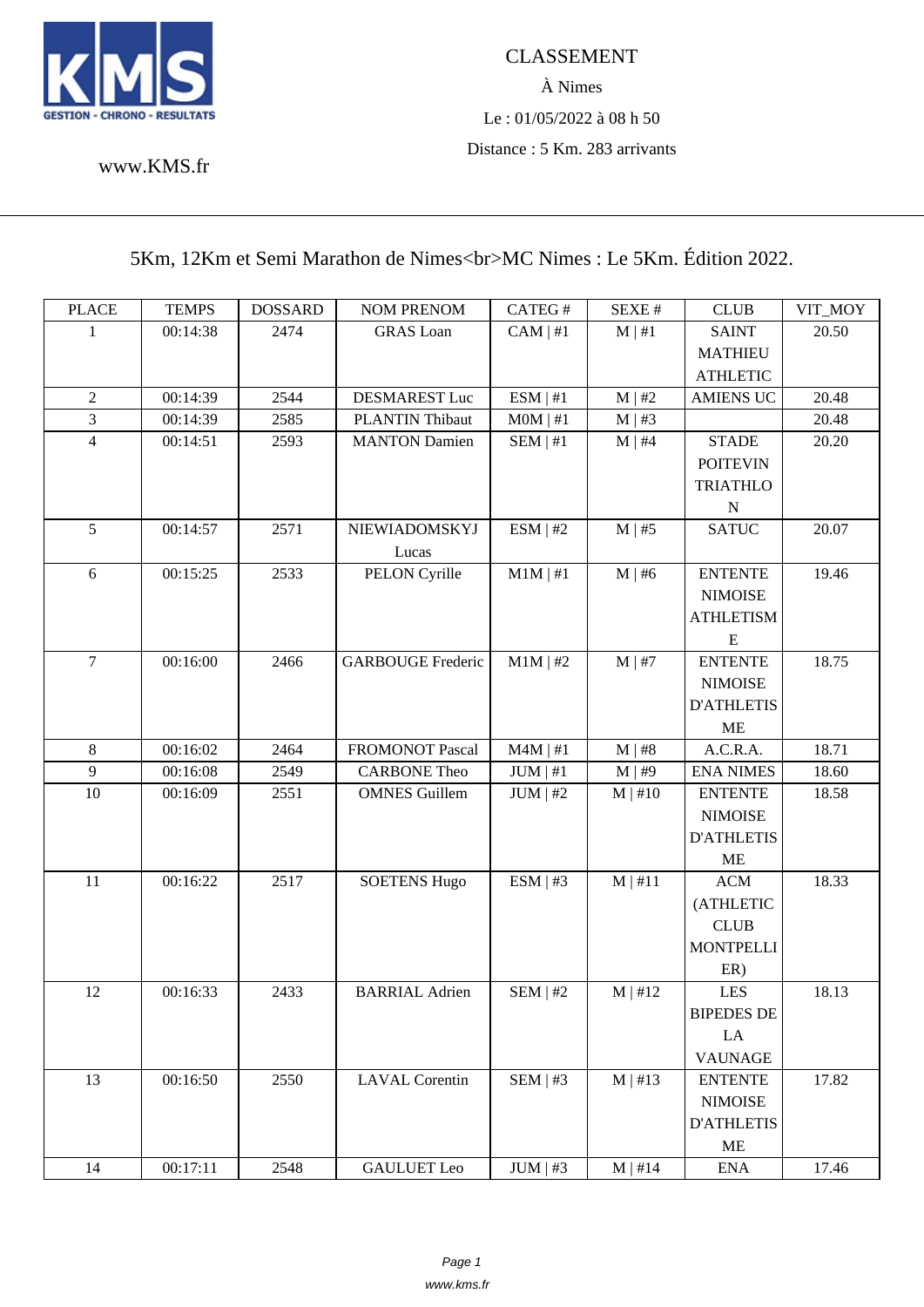KMS GESTION - CHRONO - RESULTATS

www.KMS.fr

CLASSEMENT

À Nimes

Le : 01/05/2022 à 08 h 50

Distance : 5 Km. 283 arrivants

## 5Km, 12Km et Semi Marathon de Nimes<br>MC Nimes : Le 5Km. Édition 2022.

| PLACE | TEMPS | DOSSARD | NOM PRENOM | CATEG # | SEXE # | CLUB | VIT_MOY |
|---|---|---|---|---|---|---|---|
| 1 | 00:14:38 | 2474 | GRAS Loan | CAM \| #1 | M \| #1 | SAINT MATHIEU ATHLETIC | 20.50 |
| 2 | 00:14:39 | 2544 | DESMAREST Luc | ESM \| #1 | M \| #2 | AMIENS UC | 20.48 |
| 3 | 00:14:39 | 2585 | PLANTIN Thibaut | M0M \| #1 | M \| #3 | | 20.48 |
| 4 | 00:14:51 | 2593 | MANTON Damien | SEM \| #1 | M \| #4 | STADE POITEVIN TRIATHLON | 20.20 |
| 5 | 00:14:57 | 2571 | NIEWIADOMSKYJ Lucas | ESM \| #2 | M \| #5 | SATUC | 20.07 |
| 6 | 00:15:25 | 2533 | PELON Cyrille | M1M \| #1 | M \| #6 | ENTENTE NIMOISE ATHLETISME | 19.46 |
| 7 | 00:16:00 | 2466 | GARBOUGE Frederic | M1M \| #2 | M \| #7 | ENTENTE NIMOISE D'ATHLETISME | 18.75 |
| 8 | 00:16:02 | 2464 | FROMONOT Pascal | M4M \| #1 | M \| #8 | A.C.R.A. | 18.71 |
| 9 | 00:16:08 | 2549 | CARBONE Theo | JUM \| #1 | M \| #9 | ENA NIMES | 18.60 |
| 10 | 00:16:09 | 2551 | OMNES Guillem | JUM \| #2 | M \| #10 | ENTENTE NIMOISE D'ATHLETISME | 18.58 |
| 11 | 00:16:22 | 2517 | SOETENS Hugo | ESM \| #3 | M \| #11 | ACM (ATHLETIC CLUB MONTPELLIER) | 18.33 |
| 12 | 00:16:33 | 2433 | BARRIAL Adrien | SEM \| #2 | M \| #12 | LES BIPEDES DE LA VAUNAGE | 18.13 |
| 13 | 00:16:50 | 2550 | LAVAL Corentin | SEM \| #3 | M \| #13 | ENTENTE NIMOISE D'ATHLETISME | 17.82 |
| 14 | 00:17:11 | 2548 | GAULUET Leo | JUM \| #3 | M \| #14 | ENA | 17.46 |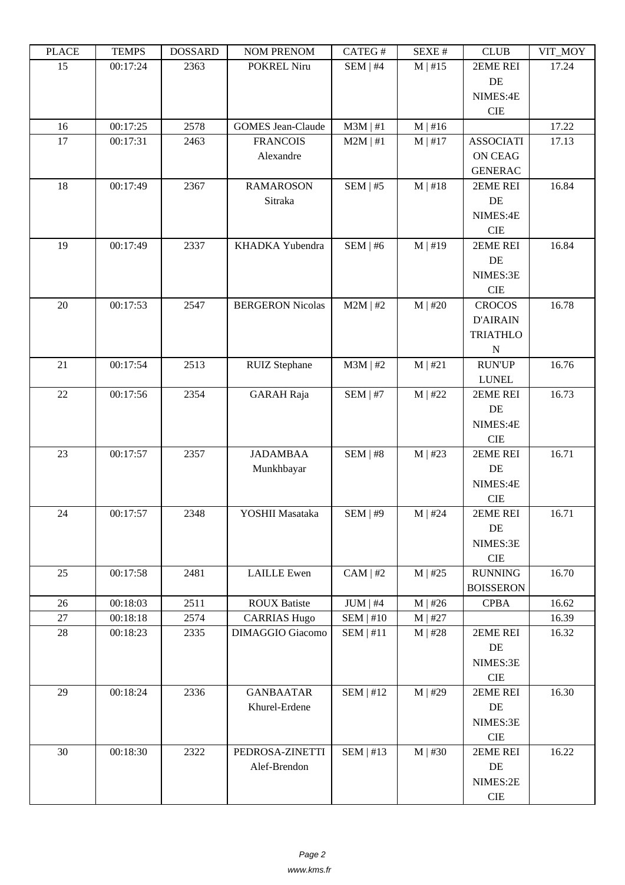| PLACE | TEMPS | DOSSARD | NOM PRENOM | CATEG # | SEXE # | CLUB | VIT_MOY |
|---|---|---|---|---|---|---|---|
| 15 | 00:17:24 | 2363 | POKREL Niru | SEM \| #4 | M \| #15 | 2EME REI DE NIMES:4E CIE | 17.24 |
| 16 | 00:17:25 | 2578 | GOMES Jean-Claude | M3M \| #1 | M \| #16 | | 17.22 |
| 17 | 00:17:31 | 2463 | FRANCOIS Alexandre | M2M \| #1 | M \| #17 | ASSOCIATION CEAG GENERAC | 17.13 |
| 18 | 00:17:49 | 2367 | RAMAROSON Sitraka | SEM \| #5 | M \| #18 | 2EME REI DE NIMES:4E CIE | 16.84 |
| 19 | 00:17:49 | 2337 | KHADKA Yubendra | SEM \| #6 | M \| #19 | 2EME REI DE NIMES:3E CIE | 16.84 |
| 20 | 00:17:53 | 2547 | BERGERON Nicolas | M2M \| #2 | M \| #20 | CROCOS D'AIRAIN TRIATHLON | 16.78 |
| 21 | 00:17:54 | 2513 | RUIZ Stephane | M3M \| #2 | M \| #21 | RUN'UP LUNEL | 16.76 |
| 22 | 00:17:56 | 2354 | GARAH Raja | SEM \| #7 | M \| #22 | 2EME REI DE NIMES:4E CIE | 16.73 |
| 23 | 00:17:57 | 2357 | JADAMBAA Munkhbayar | SEM \| #8 | M \| #23 | 2EME REI DE NIMES:4E CIE | 16.71 |
| 24 | 00:17:57 | 2348 | YOSHII Masataka | SEM \| #9 | M \| #24 | 2EME REI DE NIMES:3E CIE | 16.71 |
| 25 | 00:17:58 | 2481 | LAILLE Ewen | CAM \| #2 | M \| #25 | RUNNING BOISSERON | 16.70 |
| 26 | 00:18:03 | 2511 | ROUX Batiste | JUM \| #4 | M \| #26 | CPBA | 16.62 |
| 27 | 00:18:18 | 2574 | CARRIAS Hugo | SEM \| #10 | M \| #27 | | 16.39 |
| 28 | 00:18:23 | 2335 | DIMAGGIO Giacomo | SEM \| #11 | M \| #28 | 2EME REI DE NIMES:3E CIE | 16.32 |
| 29 | 00:18:24 | 2336 | GANBAATAR Khurel-Erdene | SEM \| #12 | M \| #29 | 2EME REI DE NIMES:3E CIE | 16.30 |
| 30 | 00:18:30 | 2322 | PEDROSA-ZINETTI Alef-Brendon | SEM \| #13 | M \| #30 | 2EME REI DE NIMES:2E CIE | 16.22 |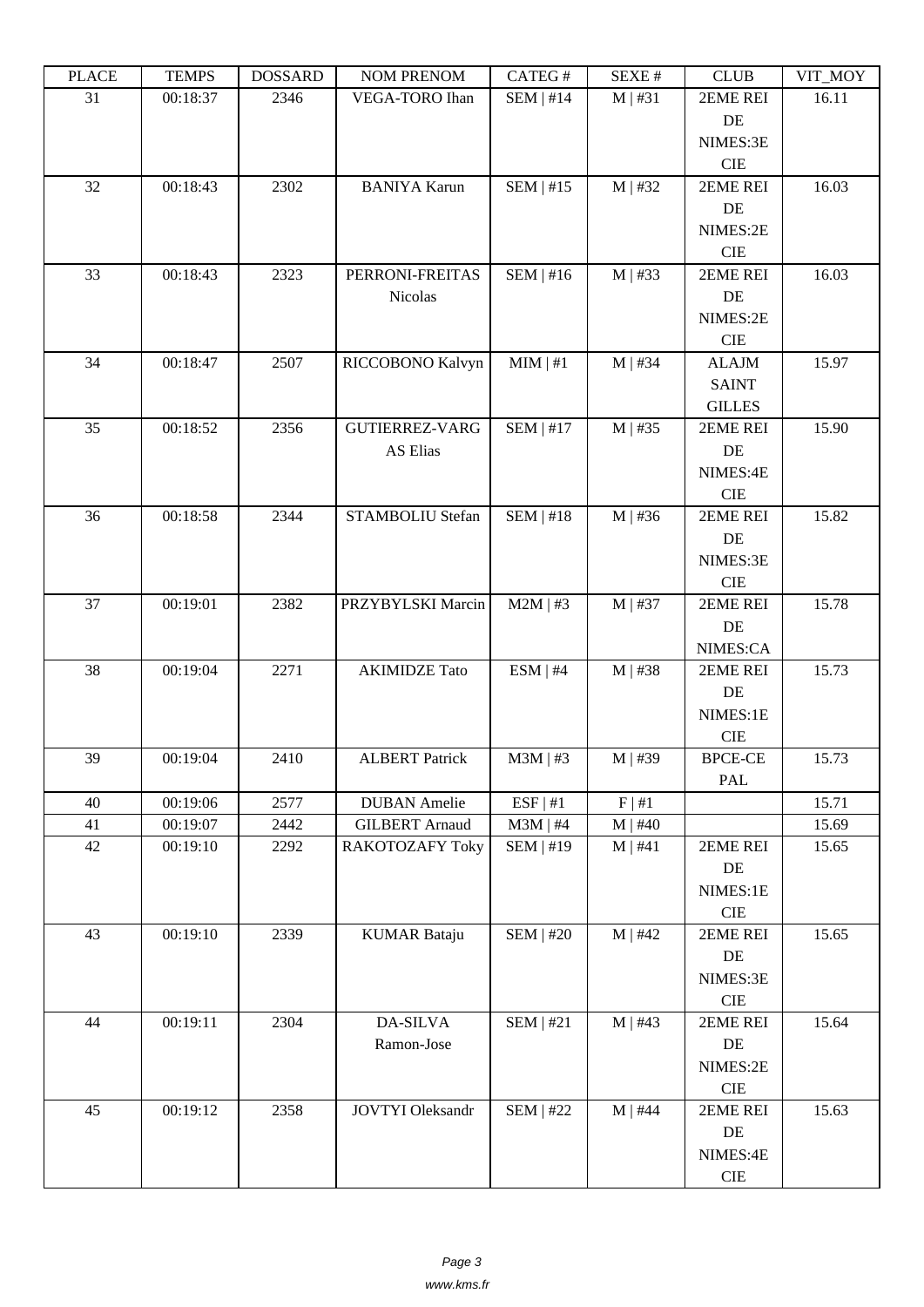| PLACE | TEMPS | DOSSARD | NOM PRENOM | CATEG # | SEXE # | CLUB | VIT_MOY |
|---|---|---|---|---|---|---|---|
| 31 | 00:18:37 | 2346 | VEGA-TORO Ihan | SEM \| #14 | M \| #31 | 2EME REI DE NIMES:3E CIE | 16.11 |
| 32 | 00:18:43 | 2302 | BANIYA Karun | SEM \| #15 | M \| #32 | 2EME REI DE NIMES:2E CIE | 16.03 |
| 33 | 00:18:43 | 2323 | PERRONI-FREITAS Nicolas | SEM \| #16 | M \| #33 | 2EME REI DE NIMES:2E CIE | 16.03 |
| 34 | 00:18:47 | 2507 | RICCOBONO Kalvyn | MIM \| #1 | M \| #34 | ALAJM SAINT GILLES | 15.97 |
| 35 | 00:18:52 | 2356 | GUTIERREZ-VARGAS Elias | SEM \| #17 | M \| #35 | 2EME REI DE NIMES:4E CIE | 15.90 |
| 36 | 00:18:58 | 2344 | STAMBOLIU Stefan | SEM \| #18 | M \| #36 | 2EME REI DE NIMES:3E CIE | 15.82 |
| 37 | 00:19:01 | 2382 | PRZYBYLSKI Marcin | M2M \| #3 | M \| #37 | 2EME REI DE NIMES:CA | 15.78 |
| 38 | 00:19:04 | 2271 | AKIMIDZE Tato | ESM \| #4 | M \| #38 | 2EME REI DE NIMES:1E CIE | 15.73 |
| 39 | 00:19:04 | 2410 | ALBERT Patrick | M3M \| #3 | M \| #39 | BPCE-CE PAL | 15.73 |
| 40 | 00:19:06 | 2577 | DUBAN Amelie | ESF \| #1 | F \| #1 | | 15.71 |
| 41 | 00:19:07 | 2442 | GILBERT Arnaud | M3M \| #4 | M \| #40 | | 15.69 |
| 42 | 00:19:10 | 2292 | RAKOTOZAFY Toky | SEM \| #19 | M \| #41 | 2EME REI DE NIMES:1E CIE | 15.65 |
| 43 | 00:19:10 | 2339 | KUMAR Bataju | SEM \| #20 | M \| #42 | 2EME REI DE NIMES:3E CIE | 15.65 |
| 44 | 00:19:11 | 2304 | DA-SILVA Ramon-Jose | SEM \| #21 | M \| #43 | 2EME REI DE NIMES:2E CIE | 15.64 |
| 45 | 00:19:12 | 2358 | JOVTYI Oleksandr | SEM \| #22 | M \| #44 | 2EME REI DE NIMES:4E CIE | 15.63 |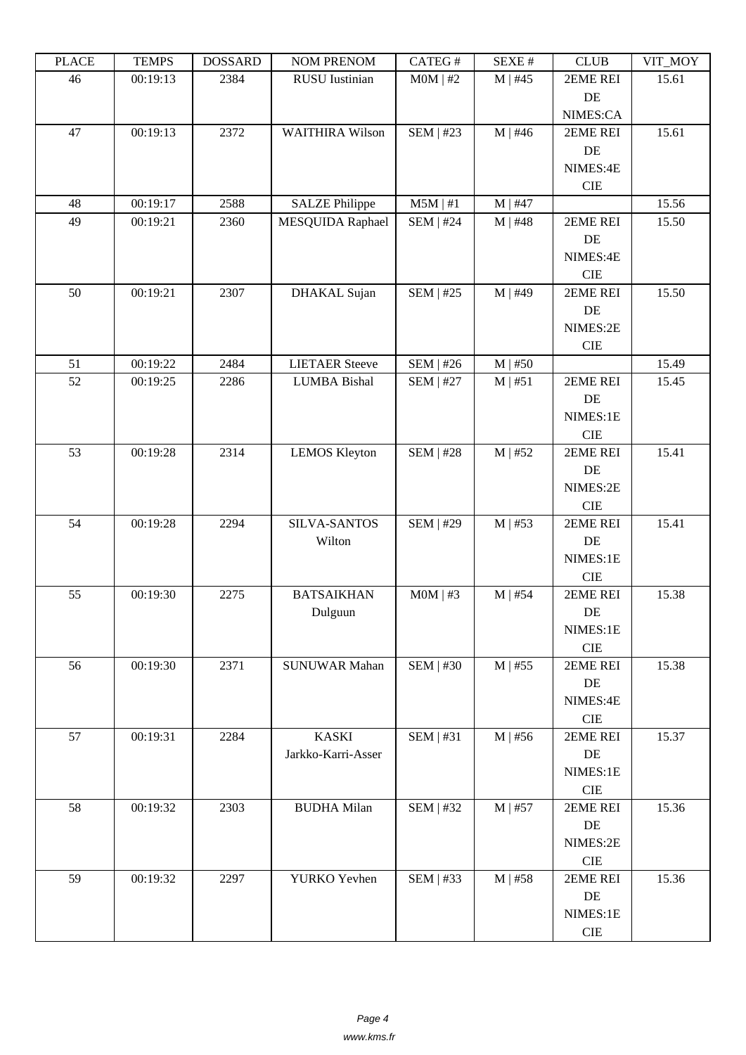| PLACE | TEMPS | DOSSARD | NOM PRENOM | CATEG # | SEXE # | CLUB | VIT_MOY |
|---|---|---|---|---|---|---|---|
| 46 | 00:19:13 | 2384 | RUSU Iustinian | M0M \| #2 | M \| #45 | 2EME REI DE NIMES:CA | 15.61 |
| 47 | 00:19:13 | 2372 | WAITHIRA Wilson | SEM \| #23 | M \| #46 | 2EME REI DE NIMES:4E CIE | 15.61 |
| 48 | 00:19:17 | 2588 | SALZE Philippe | M5M \| #1 | M \| #47 | | 15.56 |
| 49 | 00:19:21 | 2360 | MESQUIDA Raphael | SEM \| #24 | M \| #48 | 2EME REI DE NIMES:4E CIE | 15.50 |
| 50 | 00:19:21 | 2307 | DHAKAL Sujan | SEM \| #25 | M \| #49 | 2EME REI DE NIMES:2E CIE | 15.50 |
| 51 | 00:19:22 | 2484 | LIETAER Steeve | SEM \| #26 | M \| #50 | | 15.49 |
| 52 | 00:19:25 | 2286 | LUMBA Bishal | SEM \| #27 | M \| #51 | 2EME REI DE NIMES:1E CIE | 15.45 |
| 53 | 00:19:28 | 2314 | LEMOS Kleyton | SEM \| #28 | M \| #52 | 2EME REI DE NIMES:2E CIE | 15.41 |
| 54 | 00:19:28 | 2294 | SILVA-SANTOS Wilton | SEM \| #29 | M \| #53 | 2EME REI DE NIMES:1E CIE | 15.41 |
| 55 | 00:19:30 | 2275 | BATSAIKHAN Dulguun | M0M \| #3 | M \| #54 | 2EME REI DE NIMES:1E CIE | 15.38 |
| 56 | 00:19:30 | 2371 | SUNUWAR Mahan | SEM \| #30 | M \| #55 | 2EME REI DE NIMES:4E CIE | 15.38 |
| 57 | 00:19:31 | 2284 | KASKI Jarkko-Karri-Asser | SEM \| #31 | M \| #56 | 2EME REI DE NIMES:1E CIE | 15.37 |
| 58 | 00:19:32 | 2303 | BUDHA Milan | SEM \| #32 | M \| #57 | 2EME REI DE NIMES:2E CIE | 15.36 |
| 59 | 00:19:32 | 2297 | YURKO Yevhen | SEM \| #33 | M \| #58 | 2EME REI DE NIMES:1E CIE | 15.36 |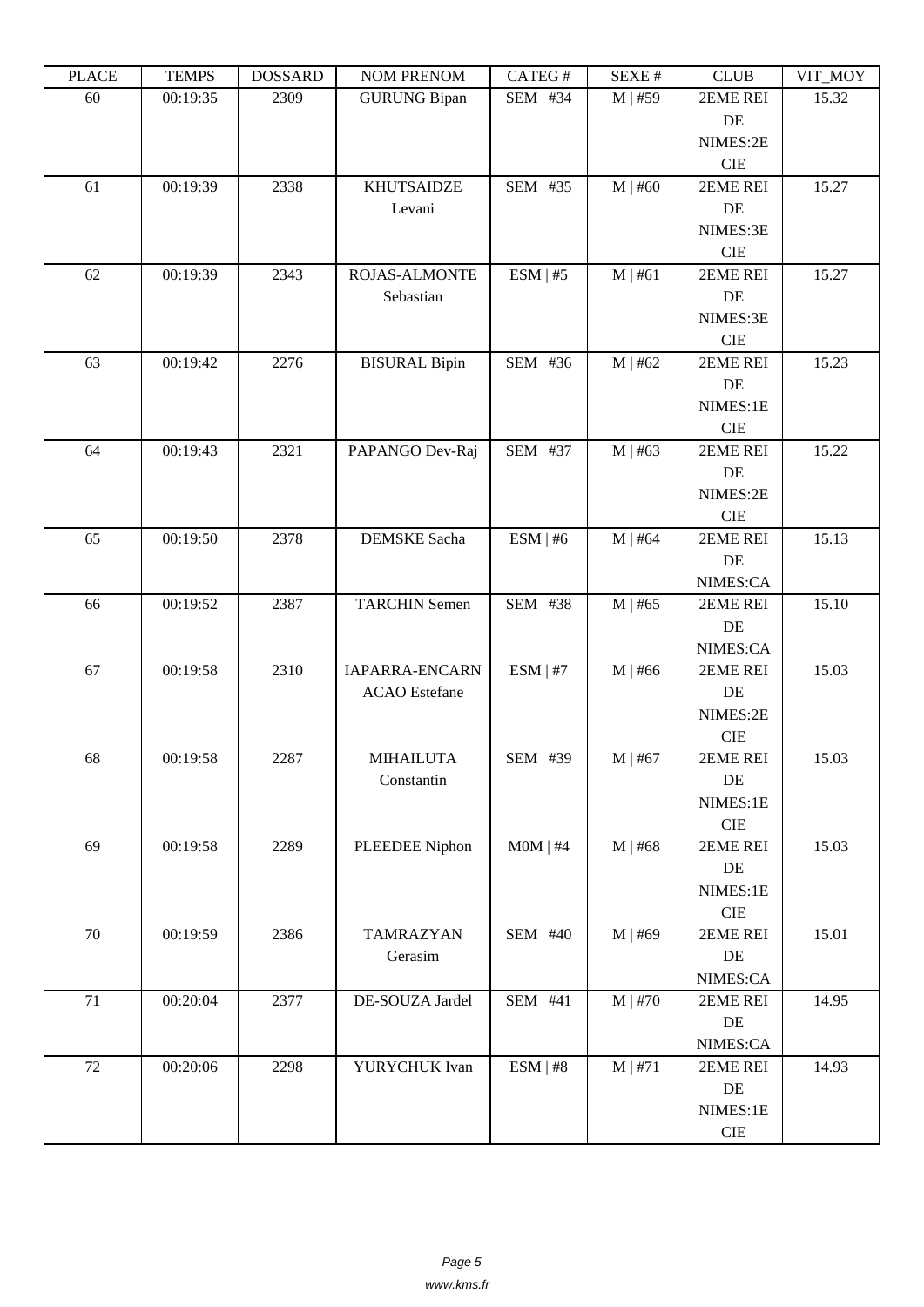| PLACE | TEMPS | DOSSARD | NOM PRENOM | CATEG # | SEXE # | CLUB | VIT_MOY |
|---|---|---|---|---|---|---|---|
| 60 | 00:19:35 | 2309 | GURUNG Bipan | SEM \| #34 | M \| #59 | 2EME REI DE NIMES:2E CIE | 15.32 |
| 61 | 00:19:39 | 2338 | KHUTSAIDZE Levani | SEM \| #35 | M \| #60 | 2EME REI DE NIMES:3E CIE | 15.27 |
| 62 | 00:19:39 | 2343 | ROJAS-ALMONTE Sebastian | ESM \| #5 | M \| #61 | 2EME REI DE NIMES:3E CIE | 15.27 |
| 63 | 00:19:42 | 2276 | BISURAL Bipin | SEM \| #36 | M \| #62 | 2EME REI DE NIMES:1E CIE | 15.23 |
| 64 | 00:19:43 | 2321 | PAPANGO Dev-Raj | SEM \| #37 | M \| #63 | 2EME REI DE NIMES:2E CIE | 15.22 |
| 65 | 00:19:50 | 2378 | DEMSKE Sacha | ESM \| #6 | M \| #64 | 2EME REI DE NIMES:CA | 15.13 |
| 66 | 00:19:52 | 2387 | TARCHIN Semen | SEM \| #38 | M \| #65 | 2EME REI DE NIMES:CA | 15.10 |
| 67 | 00:19:58 | 2310 | IAPARRA-ENCARN ACAO Estefane | ESM \| #7 | M \| #66 | 2EME REI DE NIMES:2E CIE | 15.03 |
| 68 | 00:19:58 | 2287 | MIHAILUTA Constantin | SEM \| #39 | M \| #67 | 2EME REI DE NIMES:1E CIE | 15.03 |
| 69 | 00:19:58 | 2289 | PLEEDEE Niphon | M0M \| #4 | M \| #68 | 2EME REI DE NIMES:1E CIE | 15.03 |
| 70 | 00:19:59 | 2386 | TAMRAZYAN Gerasim | SEM \| #40 | M \| #69 | 2EME REI DE NIMES:CA | 15.01 |
| 71 | 00:20:04 | 2377 | DE-SOUZA Jardel | SEM \| #41 | M \| #70 | 2EME REI DE NIMES:CA | 14.95 |
| 72 | 00:20:06 | 2298 | YURYCHUK Ivan | ESM \| #8 | M \| #71 | 2EME REI DE NIMES:1E CIE | 14.93 |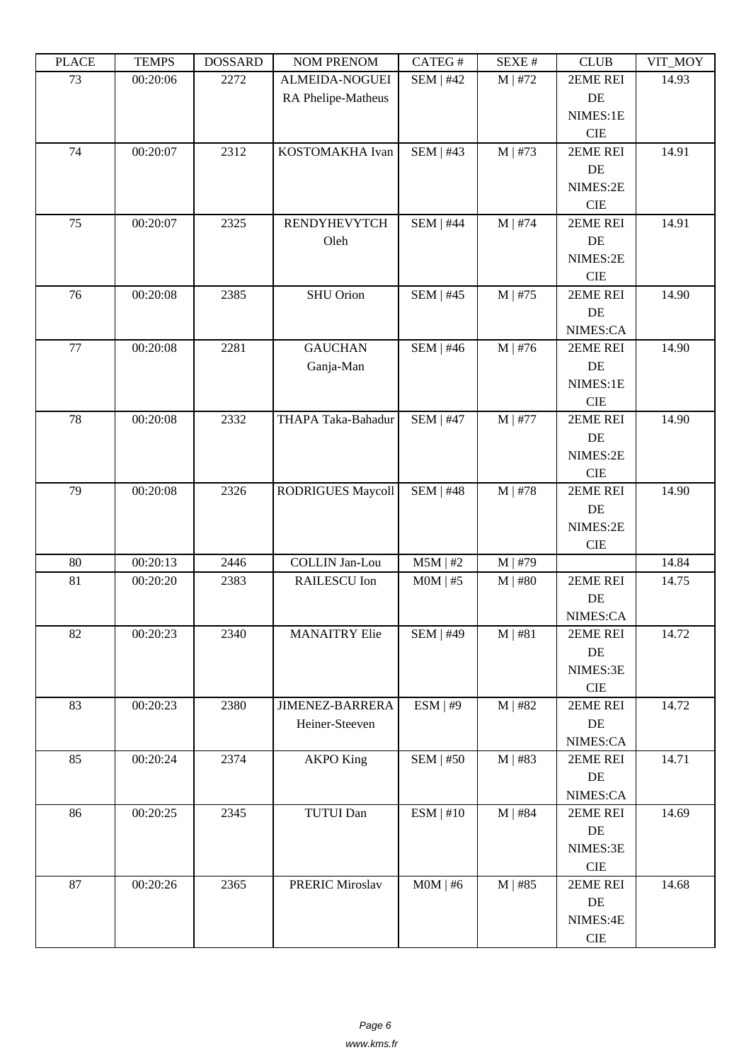| PLACE | TEMPS | DOSSARD | NOM PRENOM | CATEG # | SEXE # | CLUB | VIT_MOY |
|---|---|---|---|---|---|---|---|
| 73 | 00:20:06 | 2272 | ALMEIDA-NOGUEIRA Phelipe-Matheus | SEM \| #42 | M \| #72 | 2EME REI DE NIMES:1E CIE | 14.93 |
| 74 | 00:20:07 | 2312 | KOSTOMAKHA Ivan | SEM \| #43 | M \| #73 | 2EME REI DE NIMES:2E CIE | 14.91 |
| 75 | 00:20:07 | 2325 | RENDYHEVYTCH Oleh | SEM \| #44 | M \| #74 | 2EME REI DE NIMES:2E CIE | 14.91 |
| 76 | 00:20:08 | 2385 | SHU Orion | SEM \| #45 | M \| #75 | 2EME REI DE NIMES:CA | 14.90 |
| 77 | 00:20:08 | 2281 | GAUCHAN Ganja-Man | SEM \| #46 | M \| #76 | 2EME REI DE NIMES:1E CIE | 14.90 |
| 78 | 00:20:08 | 2332 | THAPA Taka-Bahadur | SEM \| #47 | M \| #77 | 2EME REI DE NIMES:2E CIE | 14.90 |
| 79 | 00:20:08 | 2326 | RODRIGUES Maycoll | SEM \| #48 | M \| #78 | 2EME REI DE NIMES:2E CIE | 14.90 |
| 80 | 00:20:13 | 2446 | COLLIN Jan-Lou | M5M \| #2 | M \| #79 | | 14.84 |
| 81 | 00:20:20 | 2383 | RAILESCU Ion | M0M \| #5 | M \| #80 | 2EME REI DE NIMES:CA | 14.75 |
| 82 | 00:20:23 | 2340 | MANAITRY Elie | SEM \| #49 | M \| #81 | 2EME REI DE NIMES:3E CIE | 14.72 |
| 83 | 00:20:23 | 2380 | JIMENEZ-BARRERA Heiner-Steeven | ESM \| #9 | M \| #82 | 2EME REI DE NIMES:CA | 14.72 |
| 85 | 00:20:24 | 2374 | AKPO King | SEM \| #50 | M \| #83 | 2EME REI DE NIMES:CA | 14.71 |
| 86 | 00:20:25 | 2345 | TUTUI Dan | ESM \| #10 | M \| #84 | 2EME REI DE NIMES:3E CIE | 14.69 |
| 87 | 00:20:26 | 2365 | PRERIC Miroslav | M0M \| #6 | M \| #85 | 2EME REI DE NIMES:4E CIE | 14.68 |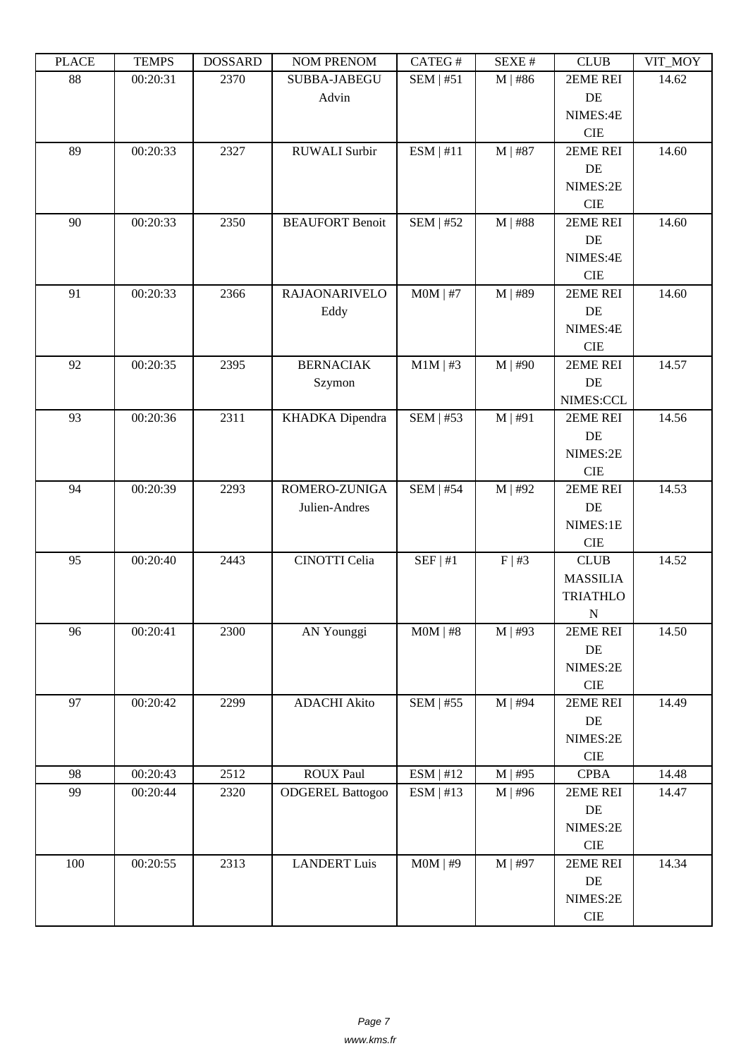| PLACE | TEMPS | DOSSARD | NOM PRENOM | CATEG # | SEXE # | CLUB | VIT_MOY |
|---|---|---|---|---|---|---|---|
| 88 | 00:20:31 | 2370 | SUBBA-JABEGU Advin | SEM \| #51 | M \| #86 | 2EME REI DE NIMES:4E CIE | 14.62 |
| 89 | 00:20:33 | 2327 | RUWALI Surbir | ESM \| #11 | M \| #87 | 2EME REI DE NIMES:2E CIE | 14.60 |
| 90 | 00:20:33 | 2350 | BEAUFORT Benoit | SEM \| #52 | M \| #88 | 2EME REI DE NIMES:4E CIE | 14.60 |
| 91 | 00:20:33 | 2366 | RAJAONARIVELO Eddy | M0M \| #7 | M \| #89 | 2EME REI DE NIMES:4E CIE | 14.60 |
| 92 | 00:20:35 | 2395 | BERNACIAK Szymon | M1M \| #3 | M \| #90 | 2EME REI DE NIMES:CCL | 14.57 |
| 93 | 00:20:36 | 2311 | KHADKA Dipendra | SEM \| #53 | M \| #91 | 2EME REI DE NIMES:2E CIE | 14.56 |
| 94 | 00:20:39 | 2293 | ROMERO-ZUNIGA Julien-Andres | SEM \| #54 | M \| #92 | 2EME REI DE NIMES:1E CIE | 14.53 |
| 95 | 00:20:40 | 2443 | CINOTTI Celia | SEF \| #1 | F \| #3 | CLUB MASSILIA TRIATHLON | 14.52 |
| 96 | 00:20:41 | 2300 | AN Younggi | M0M \| #8 | M \| #93 | 2EME REI DE NIMES:2E CIE | 14.50 |
| 97 | 00:20:42 | 2299 | ADACHI Akito | SEM \| #55 | M \| #94 | 2EME REI DE NIMES:2E CIE | 14.49 |
| 98 | 00:20:43 | 2512 | ROUX Paul | ESM \| #12 | M \| #95 | CPBA | 14.48 |
| 99 | 00:20:44 | 2320 | ODGEREL Battogoo | ESM \| #13 | M \| #96 | 2EME REI DE NIMES:2E CIE | 14.47 |
| 100 | 00:20:55 | 2313 | LANDERT Luis | M0M \| #9 | M \| #97 | 2EME REI DE NIMES:2E CIE | 14.34 |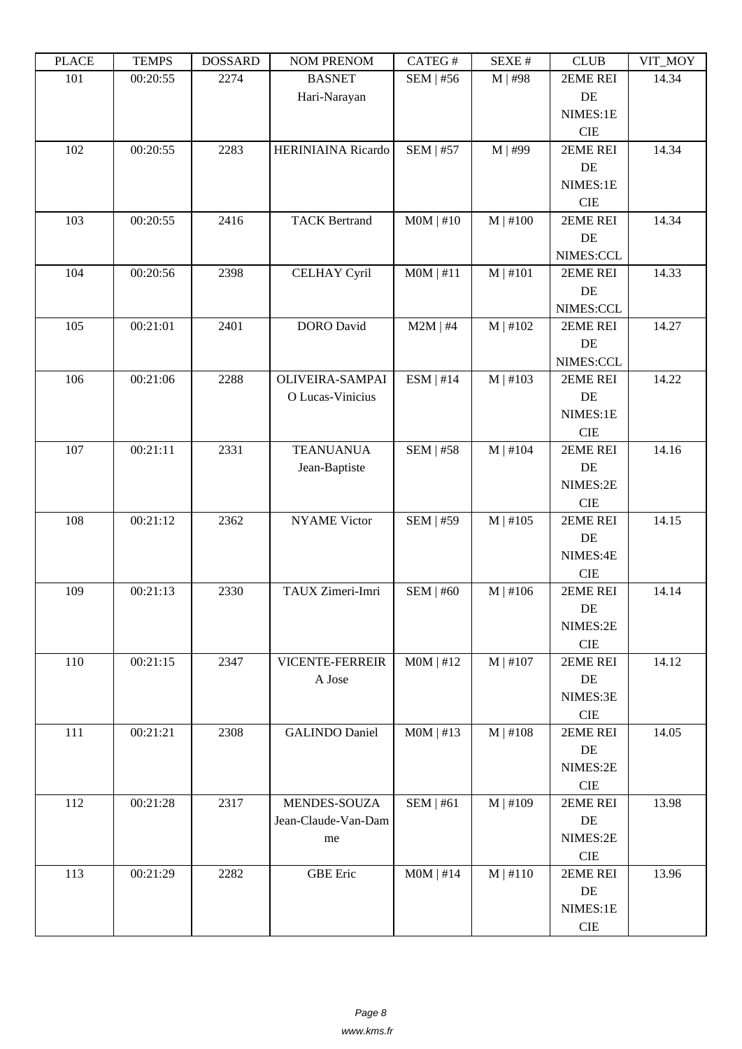| PLACE | TEMPS | DOSSARD | NOM PRENOM | CATEG # | SEXE # | CLUB | VIT_MOY |
|---|---|---|---|---|---|---|---|
| 101 | 00:20:55 | 2274 | BASNET Hari-Narayan | SEM \| #56 | M \| #98 | 2EME REI DE NIMES:1E CIE | 14.34 |
| 102 | 00:20:55 | 2283 | HERINIAINA Ricardo | SEM \| #57 | M \| #99 | 2EME REI DE NIMES:1E CIE | 14.34 |
| 103 | 00:20:55 | 2416 | TACK Bertrand | M0M \| #10 | M \| #100 | 2EME REI DE NIMES:CCL | 14.34 |
| 104 | 00:20:56 | 2398 | CELHAY Cyril | M0M \| #11 | M \| #101 | 2EME REI DE NIMES:CCL | 14.33 |
| 105 | 00:21:01 | 2401 | DORO David | M2M \| #4 | M \| #102 | 2EME REI DE NIMES:CCL | 14.27 |
| 106 | 00:21:06 | 2288 | OLIVEIRA-SAMPAIO Lucas-Vinicius | ESM \| #14 | M \| #103 | 2EME REI DE NIMES:1E CIE | 14.22 |
| 107 | 00:21:11 | 2331 | TEANUANUA Jean-Baptiste | SEM \| #58 | M \| #104 | 2EME REI DE NIMES:2E CIE | 14.16 |
| 108 | 00:21:12 | 2362 | NYAME Victor | SEM \| #59 | M \| #105 | 2EME REI DE NIMES:4E CIE | 14.15 |
| 109 | 00:21:13 | 2330 | TAUX Zimeri-Imri | SEM \| #60 | M \| #106 | 2EME REI DE NIMES:2E CIE | 14.14 |
| 110 | 00:21:15 | 2347 | VICENTE-FERREIRA Jose | M0M \| #12 | M \| #107 | 2EME REI DE NIMES:3E CIE | 14.12 |
| 111 | 00:21:21 | 2308 | GALINDO Daniel | M0M \| #13 | M \| #108 | 2EME REI DE NIMES:2E CIE | 14.05 |
| 112 | 00:21:28 | 2317 | MENDES-SOUZA Jean-Claude-Van-Damme | SEM \| #61 | M \| #109 | 2EME REI DE NIMES:2E CIE | 13.98 |
| 113 | 00:21:29 | 2282 | GBE Eric | M0M \| #14 | M \| #110 | 2EME REI DE NIMES:1E CIE | 13.96 |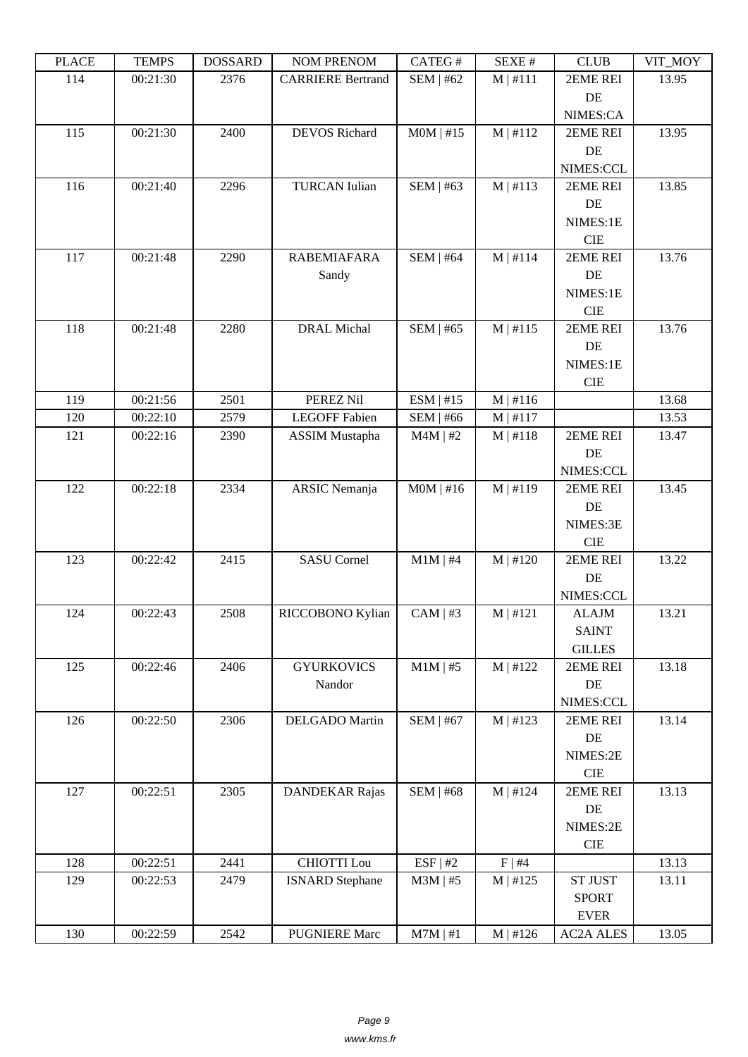| PLACE | TEMPS | DOSSARD | NOM PRENOM | CATEG # | SEXE # | CLUB | VIT_MOY |
|---|---|---|---|---|---|---|---|
| 114 | 00:21:30 | 2376 | CARRIERE Bertrand | SEM \| #62 | M \| #111 | 2EME REI DE NIMES:CA | 13.95 |
| 115 | 00:21:30 | 2400 | DEVOS Richard | M0M \| #15 | M \| #112 | 2EME REI DE NIMES:CCL | 13.95 |
| 116 | 00:21:40 | 2296 | TURCAN Iulian | SEM \| #63 | M \| #113 | 2EME REI DE NIMES:1E CIE | 13.85 |
| 117 | 00:21:48 | 2290 | RABEMIAFARA Sandy | SEM \| #64 | M \| #114 | 2EME REI DE NIMES:1E CIE | 13.76 |
| 118 | 00:21:48 | 2280 | DRAL Michal | SEM \| #65 | M \| #115 | 2EME REI DE NIMES:1E CIE | 13.76 |
| 119 | 00:21:56 | 2501 | PEREZ Nil | ESM \| #15 | M \| #116 | | 13.68 |
| 120 | 00:22:10 | 2579 | LEGOFF Fabien | SEM \| #66 | M \| #117 | | 13.53 |
| 121 | 00:22:16 | 2390 | ASSIM Mustapha | M4M \| #2 | M \| #118 | 2EME REI DE NIMES:CCL | 13.47 |
| 122 | 00:22:18 | 2334 | ARSIC Nemanja | M0M \| #16 | M \| #119 | 2EME REI DE NIMES:3E CIE | 13.45 |
| 123 | 00:22:42 | 2415 | SASU Cornel | M1M \| #4 | M \| #120 | 2EME REI DE NIMES:CCL | 13.22 |
| 124 | 00:22:43 | 2508 | RICCOBONO Kylian | CAM \| #3 | M \| #121 | ALAJM SAINT GILLES | 13.21 |
| 125 | 00:22:46 | 2406 | GYURKOVICS Nandor | M1M \| #5 | M \| #122 | 2EME REI DE NIMES:CCL | 13.18 |
| 126 | 00:22:50 | 2306 | DELGADO Martin | SEM \| #67 | M \| #123 | 2EME REI DE NIMES:2E CIE | 13.14 |
| 127 | 00:22:51 | 2305 | DANDEKAR Rajas | SEM \| #68 | M \| #124 | 2EME REI DE NIMES:2E CIE | 13.13 |
| 128 | 00:22:51 | 2441 | CHIOTTI Lou | ESF \| #2 | F \| #4 | | 13.13 |
| 129 | 00:22:53 | 2479 | ISNARD Stephane | M3M \| #5 | M \| #125 | ST JUST SPORT EVER | 13.11 |
| 130 | 00:22:59 | 2542 | PUGNIERE Marc | M7M \| #1 | M \| #126 | AC2A ALES | 13.05 |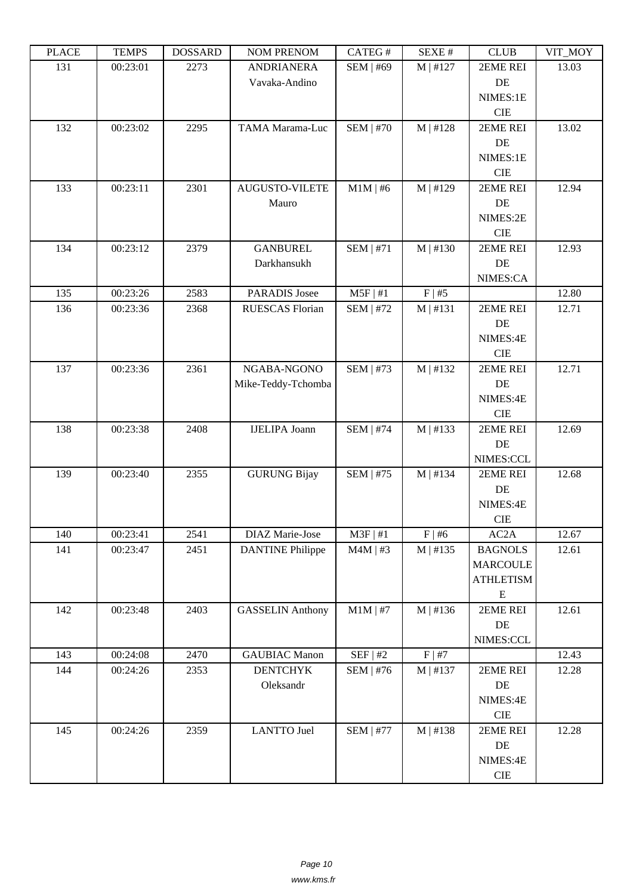| PLACE | TEMPS | DOSSARD | NOM PRENOM | CATEG # | SEXE # | CLUB | VIT_MOY |
|---|---|---|---|---|---|---|---|
| 131 | 00:23:01 | 2273 | ANDRIANERA Vavaka-Andino | SEM \| #69 | M \| #127 | 2EME REI DE NIMES:1E CIE | 13.03 |
| 132 | 00:23:02 | 2295 | TAMA Marama-Luc | SEM \| #70 | M \| #128 | 2EME REI DE NIMES:1E CIE | 13.02 |
| 133 | 00:23:11 | 2301 | AUGUSTO-VILETE Mauro | M1M \| #6 | M \| #129 | 2EME REI DE NIMES:2E CIE | 12.94 |
| 134 | 00:23:12 | 2379 | GANBUREL Darkhansukh | SEM \| #71 | M \| #130 | 2EME REI DE NIMES:CA | 12.93 |
| 135 | 00:23:26 | 2583 | PARADIS Josee | M5F \| #1 | F \| #5 | | 12.80 |
| 136 | 00:23:36 | 2368 | RUESCAS Florian | SEM \| #72 | M \| #131 | 2EME REI DE NIMES:4E CIE | 12.71 |
| 137 | 00:23:36 | 2361 | NGABA-NGONO Mike-Teddy-Tchomba | SEM \| #73 | M \| #132 | 2EME REI DE NIMES:4E CIE | 12.71 |
| 138 | 00:23:38 | 2408 | IJELIPA Joann | SEM \| #74 | M \| #133 | 2EME REI DE NIMES:CCL | 12.69 |
| 139 | 00:23:40 | 2355 | GURUNG Bijay | SEM \| #75 | M \| #134 | 2EME REI DE NIMES:4E CIE | 12.68 |
| 140 | 00:23:41 | 2541 | DIAZ Marie-Jose | M3F \| #1 | F \| #6 | AC2A | 12.67 |
| 141 | 00:23:47 | 2451 | DANTINE Philippe | M4M \| #3 | M \| #135 | BAGNOLS MARCOULE ATHLETISME | 12.61 |
| 142 | 00:23:48 | 2403 | GASSELIN Anthony | M1M \| #7 | M \| #136 | 2EME REI DE NIMES:CCL | 12.61 |
| 143 | 00:24:08 | 2470 | GAUBIAC Manon | SEF \| #2 | F \| #7 | | 12.43 |
| 144 | 00:24:26 | 2353 | DENTCHYK Oleksandr | SEM \| #76 | M \| #137 | 2EME REI DE NIMES:4E CIE | 12.28 |
| 145 | 00:24:26 | 2359 | LANTTO Juel | SEM \| #77 | M \| #138 | 2EME REI DE NIMES:4E CIE | 12.28 |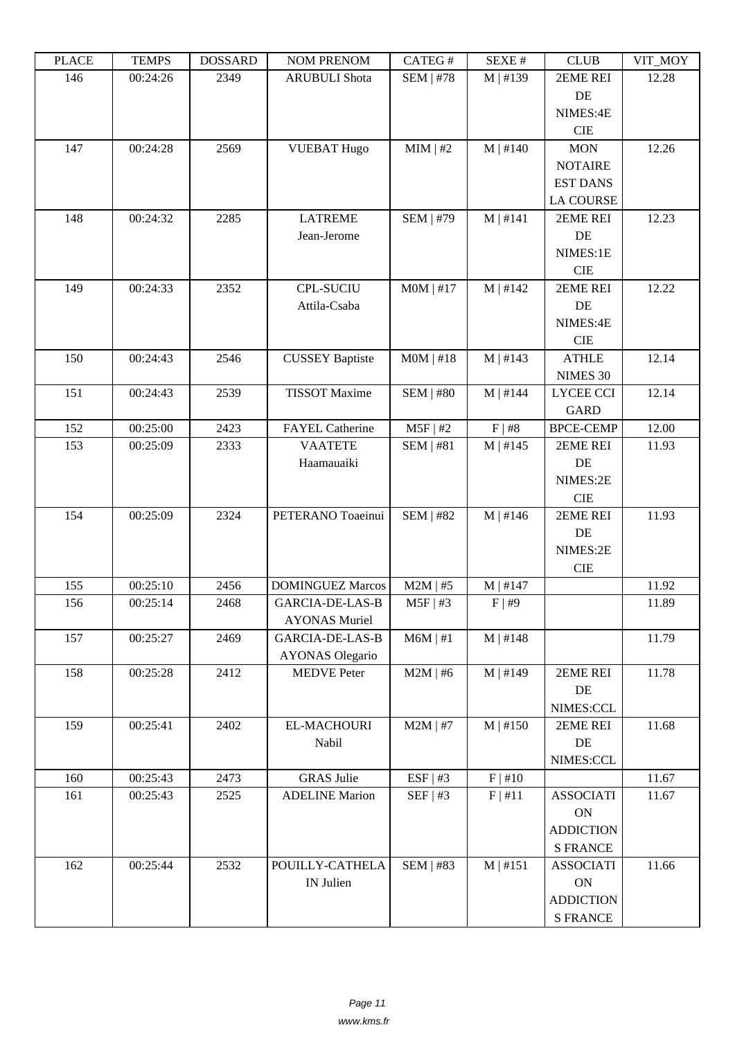| PLACE | TEMPS | DOSSARD | NOM PRENOM | CATEG # | SEXE # | CLUB | VIT_MOY |
| --- | --- | --- | --- | --- | --- | --- | --- |
| 146 | 00:24:26 | 2349 | ARUBULI Shota | SEM \| #78 | M \| #139 | 2EME REI DE NIMES:4E CIE | 12.28 |
| 147 | 00:24:28 | 2569 | VUEBAT Hugo | MIM \| #2 | M \| #140 | MON NOTAIRE EST DANS LA COURSE | 12.26 |
| 148 | 00:24:32 | 2285 | LATREME Jean-Jerome | SEM \| #79 | M \| #141 | 2EME REI DE NIMES:1E CIE | 12.23 |
| 149 | 00:24:33 | 2352 | CPL-SUCIU Attila-Csaba | M0M \| #17 | M \| #142 | 2EME REI DE NIMES:4E CIE | 12.22 |
| 150 | 00:24:43 | 2546 | CUSSEY Baptiste | M0M \| #18 | M \| #143 | ATHLE NIMES 30 | 12.14 |
| 151 | 00:24:43 | 2539 | TISSOT Maxime | SEM \| #80 | M \| #144 | LYCEE CCI GARD | 12.14 |
| 152 | 00:25:00 | 2423 | FAYEL Catherine | M5F \| #2 | F \| #8 | BPCE-CEMP | 12.00 |
| 153 | 00:25:09 | 2333 | VAATETE Haamauaiki | SEM \| #81 | M \| #145 | 2EME REI DE NIMES:2E CIE | 11.93 |
| 154 | 00:25:09 | 2324 | PETERANO Toaeinui | SEM \| #82 | M \| #146 | 2EME REI DE NIMES:2E CIE | 11.93 |
| 155 | 00:25:10 | 2456 | DOMINGUEZ Marcos | M2M \| #5 | M \| #147 | | 11.92 |
| 156 | 00:25:14 | 2468 | GARCIA-DE-LAS-B AYONAS Muriel | M5F \| #3 | F \| #9 | | 11.89 |
| 157 | 00:25:27 | 2469 | GARCIA-DE-LAS-B AYONAS Olegario | M6M \| #1 | M \| #148 | | 11.79 |
| 158 | 00:25:28 | 2412 | MEDVE Peter | M2M \| #6 | M \| #149 | 2EME REI DE NIMES:CCL | 11.78 |
| 159 | 00:25:41 | 2402 | EL-MACHOURI Nabil | M2M \| #7 | M \| #150 | 2EME REI DE NIMES:CCL | 11.68 |
| 160 | 00:25:43 | 2473 | GRAS Julie | ESF \| #3 | F \| #10 | | 11.67 |
| 161 | 00:25:43 | 2525 | ADELINE Marion | SEF \| #3 | F \| #11 | ASSOCIATI ON ADDICTION S FRANCE | 11.67 |
| 162 | 00:25:44 | 2532 | POUILLY-CATHELA IN Julien | SEM \| #83 | M \| #151 | ASSOCIATI ON ADDICTION S FRANCE | 11.66 |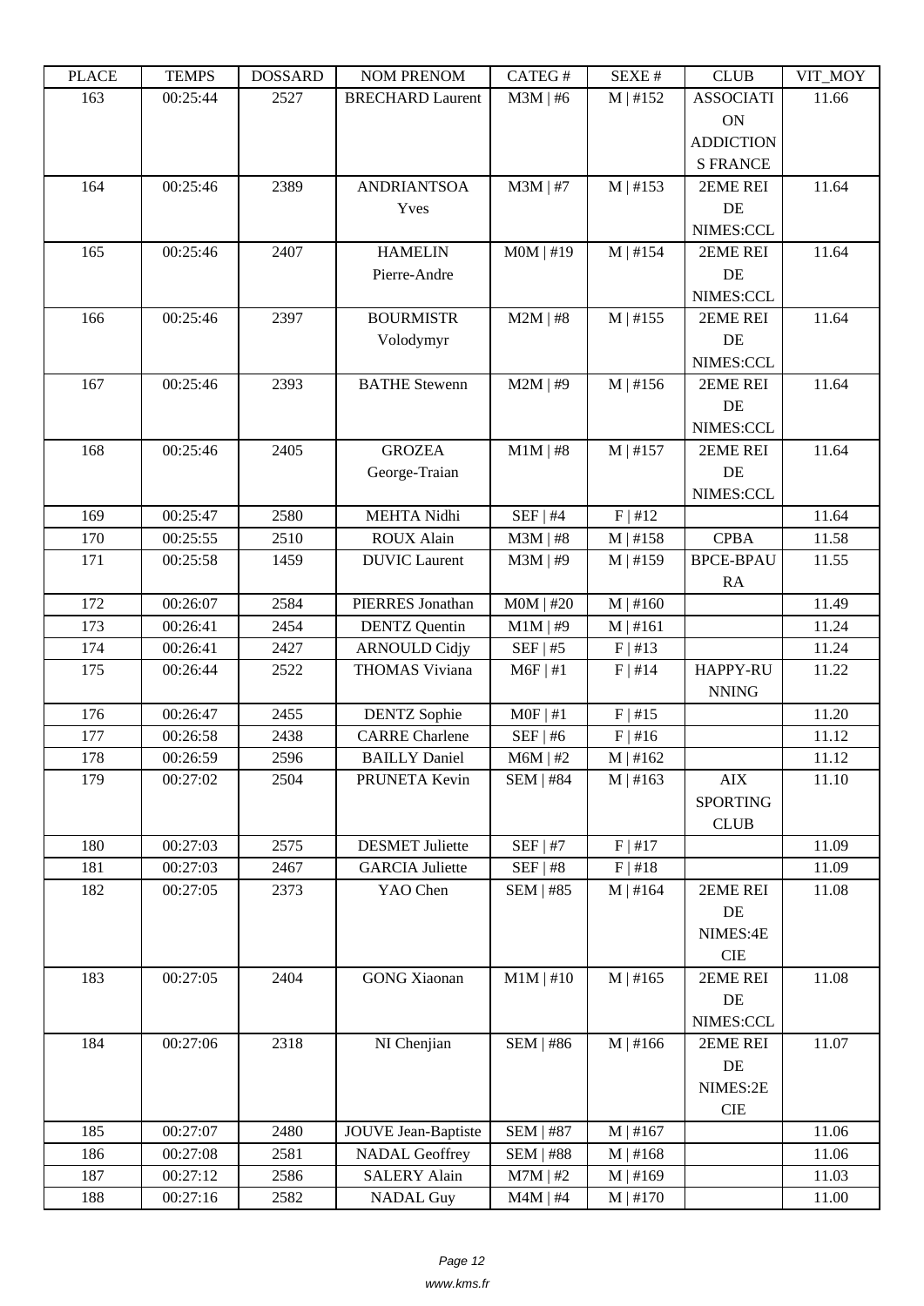| PLACE | TEMPS | DOSSARD | NOM PRENOM | CATEG # | SEXE # | CLUB | VIT_MOY |
|---|---|---|---|---|---|---|---|
| 163 | 00:25:44 | 2527 | BRECHARD Laurent | M3M \| #6 | M \| #152 | ASSOCIATION ADDICTIONS FRANCE | 11.66 |
| 164 | 00:25:46 | 2389 | ANDRIANTSOA Yves | M3M \| #7 | M \| #153 | 2EME REI DE NIMES:CCL | 11.64 |
| 165 | 00:25:46 | 2407 | HAMELIN Pierre-Andre | M0M \| #19 | M \| #154 | 2EME REI DE NIMES:CCL | 11.64 |
| 166 | 00:25:46 | 2397 | BOURMISTR Volodymyr | M2M \| #8 | M \| #155 | 2EME REI DE NIMES:CCL | 11.64 |
| 167 | 00:25:46 | 2393 | BATHE Stewenn | M2M \| #9 | M \| #156 | 2EME REI DE NIMES:CCL | 11.64 |
| 168 | 00:25:46 | 2405 | GROZEA George-Traian | M1M \| #8 | M \| #157 | 2EME REI DE NIMES:CCL | 11.64 |
| 169 | 00:25:47 | 2580 | MEHTA Nidhi | SEF \| #4 | F \| #12 | | 11.64 |
| 170 | 00:25:55 | 2510 | ROUX Alain | M3M \| #8 | M \| #158 | CPBA | 11.58 |
| 171 | 00:25:58 | 1459 | DUVIC Laurent | M3M \| #9 | M \| #159 | BPCE-BPAURA | 11.55 |
| 172 | 00:26:07 | 2584 | PIERRES Jonathan | M0M \| #20 | M \| #160 | | 11.49 |
| 173 | 00:26:41 | 2454 | DENTZ Quentin | M1M \| #9 | M \| #161 | | 11.24 |
| 174 | 00:26:41 | 2427 | ARNOULD Cidjy | SEF \| #5 | F \| #13 | | 11.24 |
| 175 | 00:26:44 | 2522 | THOMAS Viviana | M6F \| #1 | F \| #14 | HAPPY-RUNNING | 11.22 |
| 176 | 00:26:47 | 2455 | DENTZ Sophie | M0F \| #1 | F \| #15 | | 11.20 |
| 177 | 00:26:58 | 2438 | CARRE Charlene | SEF \| #6 | F \| #16 | | 11.12 |
| 178 | 00:26:59 | 2596 | BAILLY Daniel | M6M \| #2 | M \| #162 | | 11.12 |
| 179 | 00:27:02 | 2504 | PRUNETA Kevin | SEM \| #84 | M \| #163 | AIX SPORTING CLUB | 11.10 |
| 180 | 00:27:03 | 2575 | DESMET Juliette | SEF \| #7 | F \| #17 | | 11.09 |
| 181 | 00:27:03 | 2467 | GARCIA Juliette | SEF \| #8 | F \| #18 | | 11.09 |
| 182 | 00:27:05 | 2373 | YAO Chen | SEM \| #85 | M \| #164 | 2EME REI DE NIMES:4E CIE | 11.08 |
| 183 | 00:27:05 | 2404 | GONG Xiaonan | M1M \| #10 | M \| #165 | 2EME REI DE NIMES:CCL | 11.08 |
| 184 | 00:27:06 | 2318 | NI Chenjian | SEM \| #86 | M \| #166 | 2EME REI DE NIMES:2E CIE | 11.07 |
| 185 | 00:27:07 | 2480 | JOUVE Jean-Baptiste | SEM \| #87 | M \| #167 | | 11.06 |
| 186 | 00:27:08 | 2581 | NADAL Geoffrey | SEM \| #88 | M \| #168 | | 11.06 |
| 187 | 00:27:12 | 2586 | SALERY Alain | M7M \| #2 | M \| #169 | | 11.03 |
| 188 | 00:27:16 | 2582 | NADAL Guy | M4M \| #4 | M \| #170 | | 11.00 |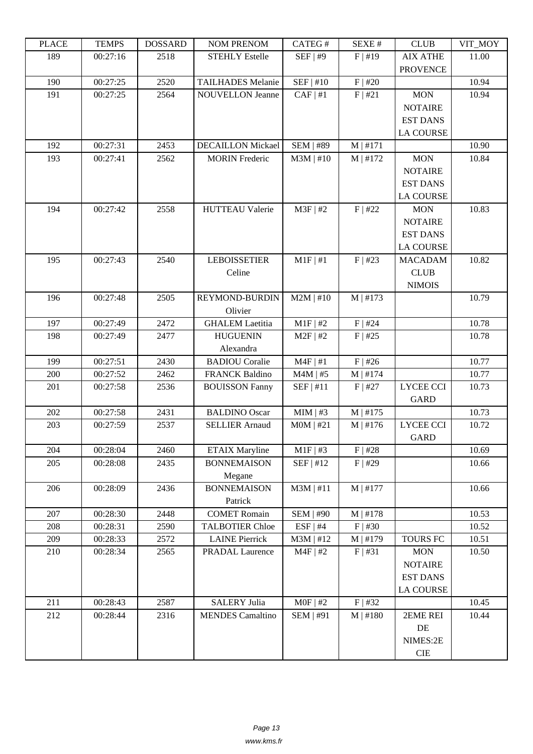| PLACE | TEMPS | DOSSARD | NOM PRENOM | CATEG # | SEXE # | CLUB | VIT_MOY |
|---|---|---|---|---|---|---|---|
| 189 | 00:27:16 | 2518 | STEHLY Estelle | SEF \| #9 | F \| #19 | AIX ATHE PROVENCE | 11.00 |
| 190 | 00:27:25 | 2520 | TAILHADES Melanie | SEF \| #10 | F \| #20 | | 10.94 |
| 191 | 00:27:25 | 2564 | NOUVELLON Jeanne | CAF \| #1 | F \| #21 | MON NOTAIRE EST DANS LA COURSE | 10.94 |
| 192 | 00:27:31 | 2453 | DECAILLON Mickael | SEM \| #89 | M \| #171 | | 10.90 |
| 193 | 00:27:41 | 2562 | MORIN Frederic | M3M \| #10 | M \| #172 | MON NOTAIRE EST DANS LA COURSE | 10.84 |
| 194 | 00:27:42 | 2558 | HUTTEAU Valerie | M3F \| #2 | F \| #22 | MON NOTAIRE EST DANS LA COURSE | 10.83 |
| 195 | 00:27:43 | 2540 | LEBOISSETIER Celine | M1F \| #1 | F \| #23 | MACADAM CLUB NIMOIS | 10.82 |
| 196 | 00:27:48 | 2505 | REYMOND-BURDIN Olivier | M2M \| #10 | M \| #173 | | 10.79 |
| 197 | 00:27:49 | 2472 | GHALEM Laetitia | M1F \| #2 | F \| #24 | | 10.78 |
| 198 | 00:27:49 | 2477 | HUGUENIN Alexandra | M2F \| #2 | F \| #25 | | 10.78 |
| 199 | 00:27:51 | 2430 | BADIOU Coralie | M4F \| #1 | F \| #26 | | 10.77 |
| 200 | 00:27:52 | 2462 | FRANCK Baldino | M4M \| #5 | M \| #174 | | 10.77 |
| 201 | 00:27:58 | 2536 | BOUISSON Fanny | SEF \| #11 | F \| #27 | LYCEE CCI GARD | 10.73 |
| 202 | 00:27:58 | 2431 | BALDINO Oscar | MIM \| #3 | M \| #175 | | 10.73 |
| 203 | 00:27:59 | 2537 | SELLIER Arnaud | M0M \| #21 | M \| #176 | LYCEE CCI GARD | 10.72 |
| 204 | 00:28:04 | 2460 | ETAIX Maryline | M1F \| #3 | F \| #28 | | 10.69 |
| 205 | 00:28:08 | 2435 | BONNEMAISON Megane | SEF \| #12 | F \| #29 | | 10.66 |
| 206 | 00:28:09 | 2436 | BONNEMAISON Patrick | M3M \| #11 | M \| #177 | | 10.66 |
| 207 | 00:28:30 | 2448 | COMET Romain | SEM \| #90 | M \| #178 | | 10.53 |
| 208 | 00:28:31 | 2590 | TALBOTIER Chloe | ESF \| #4 | F \| #30 | | 10.52 |
| 209 | 00:28:33 | 2572 | LAINE Pierrick | M3M \| #12 | M \| #179 | TOURS FC | 10.51 |
| 210 | 00:28:34 | 2565 | PRADAL Laurence | M4F \| #2 | F \| #31 | MON NOTAIRE EST DANS LA COURSE | 10.50 |
| 211 | 00:28:43 | 2587 | SALERY Julia | M0F \| #2 | F \| #32 | | 10.45 |
| 212 | 00:28:44 | 2316 | MENDES Camaltino | SEM \| #91 | M \| #180 | 2EME REI DE NIMES:2E CIE | 10.44 |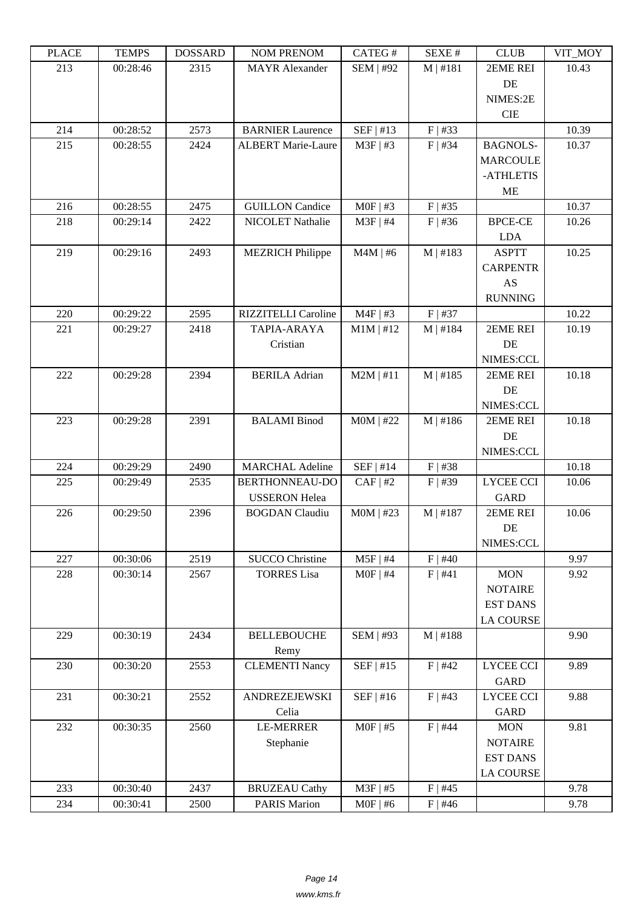| PLACE | TEMPS | DOSSARD | NOM PRENOM | CATEG # | SEXE # | CLUB | VIT_MOY |
|---|---|---|---|---|---|---|---|
| 213 | 00:28:46 | 2315 | MAYR Alexander | SEM \| #92 | M \| #181 | 2EME REI DE NIMES:2E CIE | 10.43 |
| 214 | 00:28:52 | 2573 | BARNIER Laurence | SEF \| #13 | F \| #33 | | 10.39 |
| 215 | 00:28:55 | 2424 | ALBERT Marie-Laure | M3F \| #3 | F \| #34 | BAGNOLS-MARCOULE-ATHLETISME | 10.37 |
| 216 | 00:28:55 | 2475 | GUILLON Candice | M0F \| #3 | F \| #35 | | 10.37 |
| 218 | 00:29:14 | 2422 | NICOLET Nathalie | M3F \| #4 | F \| #36 | BPCE-CE LDA | 10.26 |
| 219 | 00:29:16 | 2493 | MEZRICH Philippe | M4M \| #6 | M \| #183 | ASPTT CARPENTRAS RUNNING | 10.25 |
| 220 | 00:29:22 | 2595 | RIZZITELLI Caroline | M4F \| #3 | F \| #37 | | 10.22 |
| 221 | 00:29:27 | 2418 | TAPIA-ARAYA Cristian | M1M \| #12 | M \| #184 | 2EME REI DE NIMES:CCL | 10.19 |
| 222 | 00:29:28 | 2394 | BERILA Adrian | M2M \| #11 | M \| #185 | 2EME REI DE NIMES:CCL | 10.18 |
| 223 | 00:29:28 | 2391 | BALAMI Binod | M0M \| #22 | M \| #186 | 2EME REI DE NIMES:CCL | 10.18 |
| 224 | 00:29:29 | 2490 | MARCHAL Adeline | SEF \| #14 | F \| #38 | | 10.18 |
| 225 | 00:29:49 | 2535 | BERTHONNEAU-DOUSSERON Helea | CAF \| #2 | F \| #39 | LYCEE CCI GARD | 10.06 |
| 226 | 00:29:50 | 2396 | BOGDAN Claudiu | M0M \| #23 | M \| #187 | 2EME REI DE NIMES:CCL | 10.06 |
| 227 | 00:30:06 | 2519 | SUCCO Christine | M5F \| #4 | F \| #40 | | 9.97 |
| 228 | 00:30:14 | 2567 | TORRES Lisa | M0F \| #4 | F \| #41 | MON NOTAIRE EST DANS LA COURSE | 9.92 |
| 229 | 00:30:19 | 2434 | BELLEBOUCHE Remy | SEM \| #93 | M \| #188 | | 9.90 |
| 230 | 00:30:20 | 2553 | CLEMENTI Nancy | SEF \| #15 | F \| #42 | LYCEE CCI GARD | 9.89 |
| 231 | 00:30:21 | 2552 | ANDREZEJEWSKI Celia | SEF \| #16 | F \| #43 | LYCEE CCI GARD | 9.88 |
| 232 | 00:30:35 | 2560 | LE-MERRER Stephanie | M0F \| #5 | F \| #44 | MON NOTAIRE EST DANS LA COURSE | 9.81 |
| 233 | 00:30:40 | 2437 | BRUZEAU Cathy | M3F \| #5 | F \| #45 | | 9.78 |
| 234 | 00:30:41 | 2500 | PARIS Marion | M0F \| #6 | F \| #46 | | 9.78 |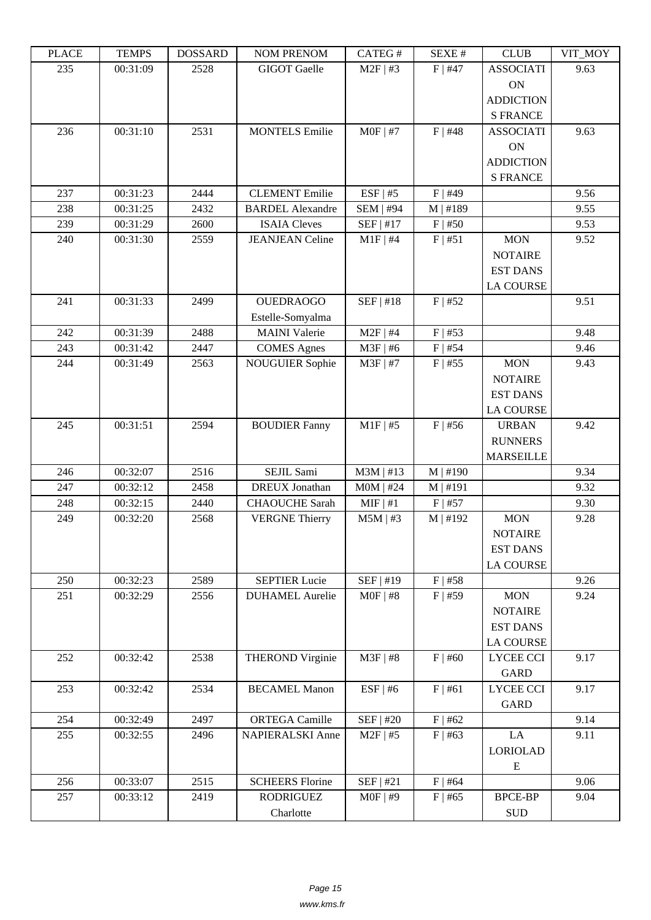| PLACE | TEMPS | DOSSARD | NOM PRENOM | CATEG # | SEXE # | CLUB | VIT_MOY |
|---|---|---|---|---|---|---|---|
| 235 | 00:31:09 | 2528 | GIGOT Gaelle | M2F \| #3 | F \| #47 | ASSOCIATION ADDICTIONS FRANCE | 9.63 |
| 236 | 00:31:10 | 2531 | MONTELS Emilie | M0F \| #7 | F \| #48 | ASSOCIATION ADDICTIONS FRANCE | 9.63 |
| 237 | 00:31:23 | 2444 | CLEMENT Emilie | ESF \| #5 | F \| #49 | | 9.56 |
| 238 | 00:31:25 | 2432 | BARDEL Alexandre | SEM \| #94 | M \| #189 | | 9.55 |
| 239 | 00:31:29 | 2600 | ISAIA Cleves | SEF \| #17 | F \| #50 | | 9.53 |
| 240 | 00:31:30 | 2559 | JEANJEAN Celine | M1F \| #4 | F \| #51 | MON NOTAIRE EST DANS LA COURSE | 9.52 |
| 241 | 00:31:33 | 2499 | OUEDRAOGO Estelle-Somyalma | SEF \| #18 | F \| #52 | | 9.51 |
| 242 | 00:31:39 | 2488 | MAINI Valerie | M2F \| #4 | F \| #53 | | 9.48 |
| 243 | 00:31:42 | 2447 | COMES Agnes | M3F \| #6 | F \| #54 | | 9.46 |
| 244 | 00:31:49 | 2563 | NOUGUIER Sophie | M3F \| #7 | F \| #55 | MON NOTAIRE EST DANS LA COURSE | 9.43 |
| 245 | 00:31:51 | 2594 | BOUDIER Fanny | M1F \| #5 | F \| #56 | URBAN RUNNERS MARSEILLE | 9.42 |
| 246 | 00:32:07 | 2516 | SEJIL Sami | M3M \| #13 | M \| #190 | | 9.34 |
| 247 | 00:32:12 | 2458 | DREUX Jonathan | M0M \| #24 | M \| #191 | | 9.32 |
| 248 | 00:32:15 | 2440 | CHAOUCHE Sarah | MIF \| #1 | F \| #57 | | 9.30 |
| 249 | 00:32:20 | 2568 | VERGNE Thierry | M5M \| #3 | M \| #192 | MON NOTAIRE EST DANS LA COURSE | 9.28 |
| 250 | 00:32:23 | 2589 | SEPTIER Lucie | SEF \| #19 | F \| #58 | | 9.26 |
| 251 | 00:32:29 | 2556 | DUHAMEL Aurelie | M0F \| #8 | F \| #59 | MON NOTAIRE EST DANS LA COURSE | 9.24 |
| 252 | 00:32:42 | 2538 | THEROND Virginie | M3F \| #8 | F \| #60 | LYCEE CCI GARD | 9.17 |
| 253 | 00:32:42 | 2534 | BECAMEL Manon | ESF \| #6 | F \| #61 | LYCEE CCI GARD | 9.17 |
| 254 | 00:32:49 | 2497 | ORTEGA Camille | SEF \| #20 | F \| #62 | | 9.14 |
| 255 | 00:32:55 | 2496 | NAPIERALSKI Anne | M2F \| #5 | F \| #63 | LA LORIOLADE | 9.11 |
| 256 | 00:33:07 | 2515 | SCHEERS Florine | SEF \| #21 | F \| #64 | | 9.06 |
| 257 | 00:33:12 | 2419 | RODRIGUEZ Charlotte | M0F \| #9 | F \| #65 | BPCE-BP SUD | 9.04 |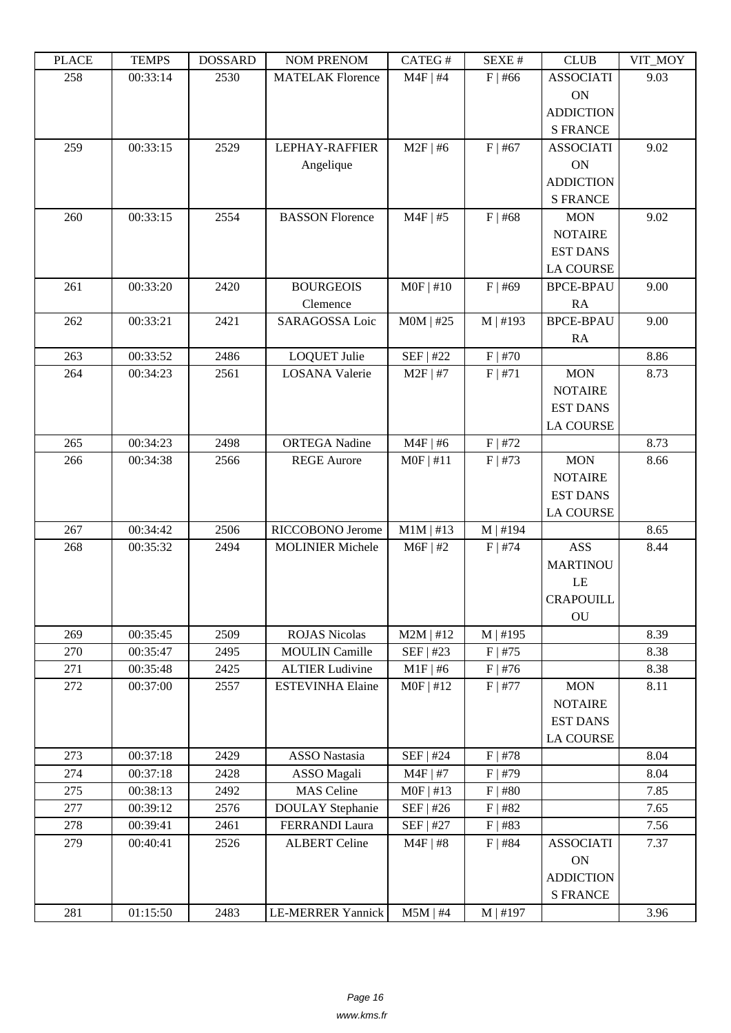| PLACE | TEMPS | DOSSARD | NOM PRENOM | CATEG # | SEXE # | CLUB | VIT_MOY |
|---|---|---|---|---|---|---|---|
| 258 | 00:33:14 | 2530 | MATELAK Florence | M4F \| #4 | F \| #66 | ASSOCIATION ADDICTIONS FRANCE | 9.03 |
| 259 | 00:33:15 | 2529 | LEPHAY-RAFFIER Angelique | M2F \| #6 | F \| #67 | ASSOCIATION ADDICTIONS FRANCE | 9.02 |
| 260 | 00:33:15 | 2554 | BASSON Florence | M4F \| #5 | F \| #68 | MON NOTAIRE EST DANS LA COURSE | 9.02 |
| 261 | 00:33:20 | 2420 | BOURGEOIS Clemence | M0F \| #10 | F \| #69 | BPCE-BPAURA | 9.00 |
| 262 | 00:33:21 | 2421 | SARAGOSSA Loic | M0M \| #25 | M \| #193 | BPCE-BPAURA | 9.00 |
| 263 | 00:33:52 | 2486 | LOQUET Julie | SEF \| #22 | F \| #70 | | 8.86 |
| 264 | 00:34:23 | 2561 | LOSANA Valerie | M2F \| #7 | F \| #71 | MON NOTAIRE EST DANS LA COURSE | 8.73 |
| 265 | 00:34:23 | 2498 | ORTEGA Nadine | M4F \| #6 | F \| #72 | | 8.73 |
| 266 | 00:34:38 | 2566 | REGE Aurore | M0F \| #11 | F \| #73 | MON NOTAIRE EST DANS LA COURSE | 8.66 |
| 267 | 00:34:42 | 2506 | RICCOBONO Jerome | M1M \| #13 | M \| #194 | | 8.65 |
| 268 | 00:35:32 | 2494 | MOLINIER Michele | M6F \| #2 | F \| #74 | ASS MARTINOULE CRAPOUILLOU | 8.44 |
| 269 | 00:35:45 | 2509 | ROJAS Nicolas | M2M \| #12 | M \| #195 | | 8.39 |
| 270 | 00:35:47 | 2495 | MOULIN Camille | SEF \| #23 | F \| #75 | | 8.38 |
| 271 | 00:35:48 | 2425 | ALTIER Ludivine | M1F \| #6 | F \| #76 | | 8.38 |
| 272 | 00:37:00 | 2557 | ESTEVINHA Elaine | M0F \| #12 | F \| #77 | MON NOTAIRE EST DANS LA COURSE | 8.11 |
| 273 | 00:37:18 | 2429 | ASSO Nastasia | SEF \| #24 | F \| #78 | | 8.04 |
| 274 | 00:37:18 | 2428 | ASSO Magali | M4F \| #7 | F \| #79 | | 8.04 |
| 275 | 00:38:13 | 2492 | MAS Celine | M0F \| #13 | F \| #80 | | 7.85 |
| 277 | 00:39:12 | 2576 | DOULAY Stephanie | SEF \| #26 | F \| #82 | | 7.65 |
| 278 | 00:39:41 | 2461 | FERRANDI Laura | SEF \| #27 | F \| #83 | | 7.56 |
| 279 | 00:40:41 | 2526 | ALBERT Celine | M4F \| #8 | F \| #84 | ASSOCIATION ADDICTIONS FRANCE | 7.37 |
| 281 | 01:15:50 | 2483 | LE-MERRER Yannick | M5M \| #4 | M \| #197 | | 3.96 |

www.kms.fr